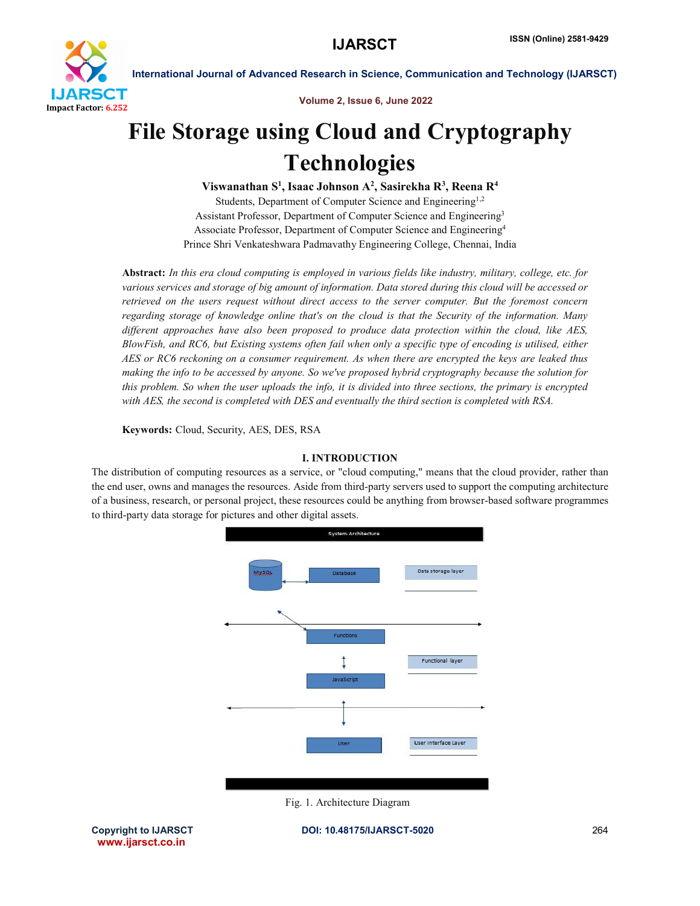# File Storage using Cloud and Cryptography Technologies

**Viswanathan S[1], Isaac Johnson A[2], Sasirekha R[3], Reena R[4]**

Students, Department of Computer Science and Engineering[1,2]
Assistant Professor, Department of Computer Science and Engineering[3]
Associate Professor, Department of Computer Science and Engineering[4]
Prince Shri Venkateshwara Padmavathy Engineering College, Chennai, India

**Abstract:** *In this era cloud computing is employed in various fields like industry, military, college, etc. for various services and storage of big amount of information. Data stored during this cloud will be accessed or retrieved on the users request without direct access to the server computer. But the foremost concern regarding storage of knowledge online that's on the cloud is that the Security of the information. Many different approaches have also been proposed to produce data protection within the cloud, like AES, BlowFish, and RC6, but Existing systems often fail when only a specific type of encoding is utilised, either AES or RC6 reckoning on a consumer requirement. As when there are encrypted the keys are leaked thus making the info to be accessed by anyone. So we've proposed hybrid cryptography because the solution for this problem. So when the user uploads the info, it is divided into three sections, the primary is encrypted with AES, the second is completed with DES and eventually the third section is completed with RSA.*

**Keywords:** Cloud, Security, AES, DES, RSA

## I. INTRODUCTION

The distribution of computing resources as a service, or "cloud computing," means that the cloud provider, rather than the end user, owns and manages the resources. Aside from third-party servers used to support the computing architecture of a business, research, or personal project, these resources could be anything from browser-based software programmes to third-party data storage for pictures and other digital assets.

Fig. 1. Architecture Diagram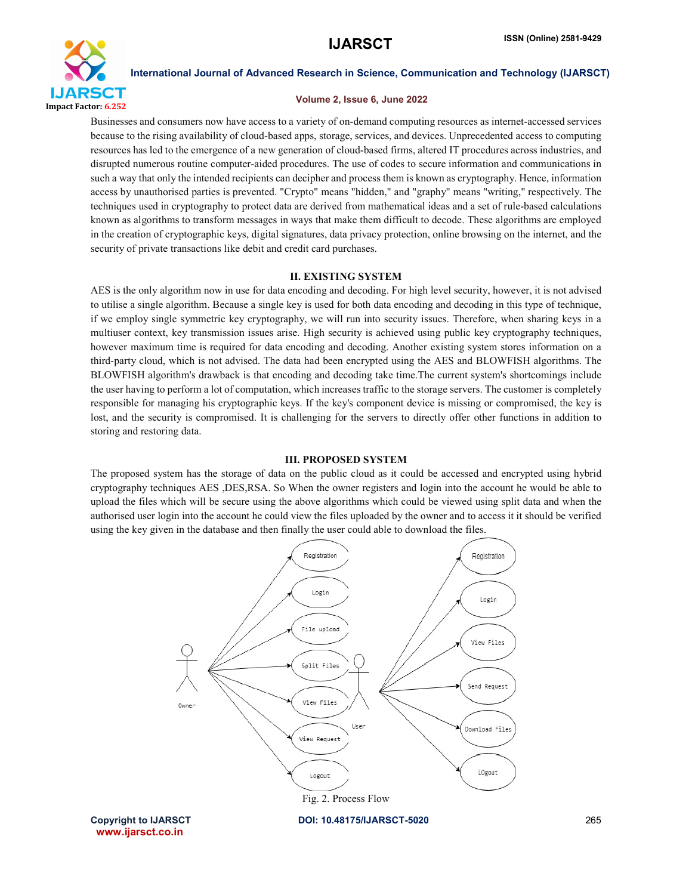Businesses and consumers now have access to a variety of on-demand computing resources as internet-accessed services because to the rising availability of cloud-based apps, storage, services, and devices. Unprecedented access to computing resources has led to the emergence of a new generation of cloud-based firms, altered IT procedures across industries, and disrupted numerous routine computer-aided procedures. The use of codes to secure information and communications in such a way that only the intended recipients can decipher and process them is known as cryptography. Hence, information access by unauthorised parties is prevented. "Crypto" means "hidden," and "graphy" means "writing," respectively. The techniques used in cryptography to protect data are derived from mathematical ideas and a set of rule-based calculations known as algorithms to transform messages in ways that make them difficult to decode. These algorithms are employed in the creation of cryptographic keys, digital signatures, data privacy protection, online browsing on the internet, and the security of private transactions like debit and credit card purchases.

## II. EXISTING SYSTEM

AES is the only algorithm now in use for data encoding and decoding. For high level security, however, it is not advised to utilise a single algorithm. Because a single key is used for both data encoding and decoding in this type of technique, if we employ single symmetric key cryptography, we will run into security issues. Therefore, when sharing keys in a multiuser context, key transmission issues arise. High security is achieved using public key cryptography techniques, however maximum time is required for data encoding and decoding. Another existing system stores information on a third-party cloud, which is not advised. The data had been encrypted using the AES and BLOWFISH algorithms. The BLOWFISH algorithm's drawback is that encoding and decoding take time.The current system's shortcomings include the user having to perform a lot of computation, which increases traffic to the storage servers. The customer is completely responsible for managing his cryptographic keys. If the key's component device is missing or compromised, the key is lost, and the security is compromised. It is challenging for the servers to directly offer other functions in addition to storing and restoring data.

## III. PROPOSED SYSTEM

The proposed system has the storage of data on the public cloud as it could be accessed and encrypted using hybrid cryptography techniques AES ,DES,RSA. So When the owner registers and login into the account he would be able to upload the files which will be secure using the above algorithms which could be viewed using split data and when the authorised user login into the account he could view the files uploaded by the owner and to access it it should be verified using the key given in the database and then finally the user could able to download the files.

Owner: Registration, Login, File upload, Split Files, View Files, View Request, Logout

User: Registration, Login, View Files, Send Request, Download Files, LOgout

Fig. 2. Process Flow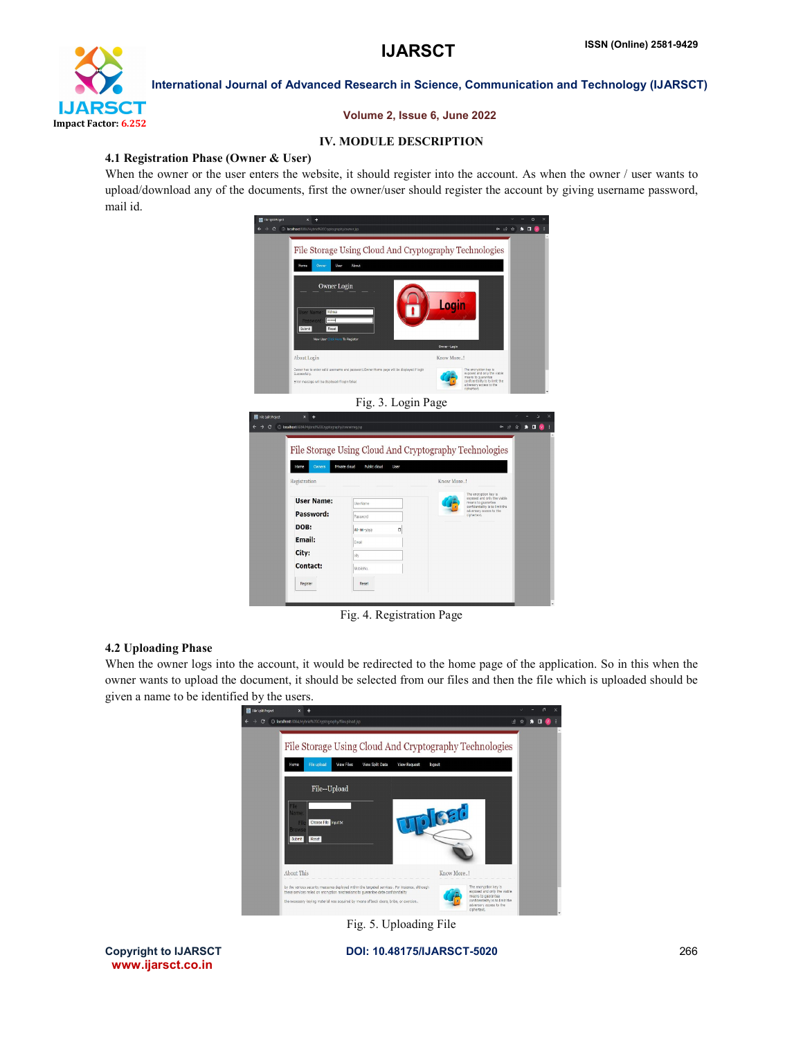## IV. MODULE DESCRIPTION

### 4.1 Registration Phase (Owner & User)

When the owner or the user enters the website, it should register into the account. As when the owner / user wants to upload/download any of the documents, first the owner/user should register the account by giving username password, mail id.

Fig. 3. Login Page

Fig. 4. Registration Page

### 4.2 Uploading Phase

When the owner logs into the account, it would be redirected to the home page of the application. So in this when the owner wants to upload the document, it should be selected from our files and then the file which is uploaded should be given a name to be identified by the users.

Fig. 5. Uploading File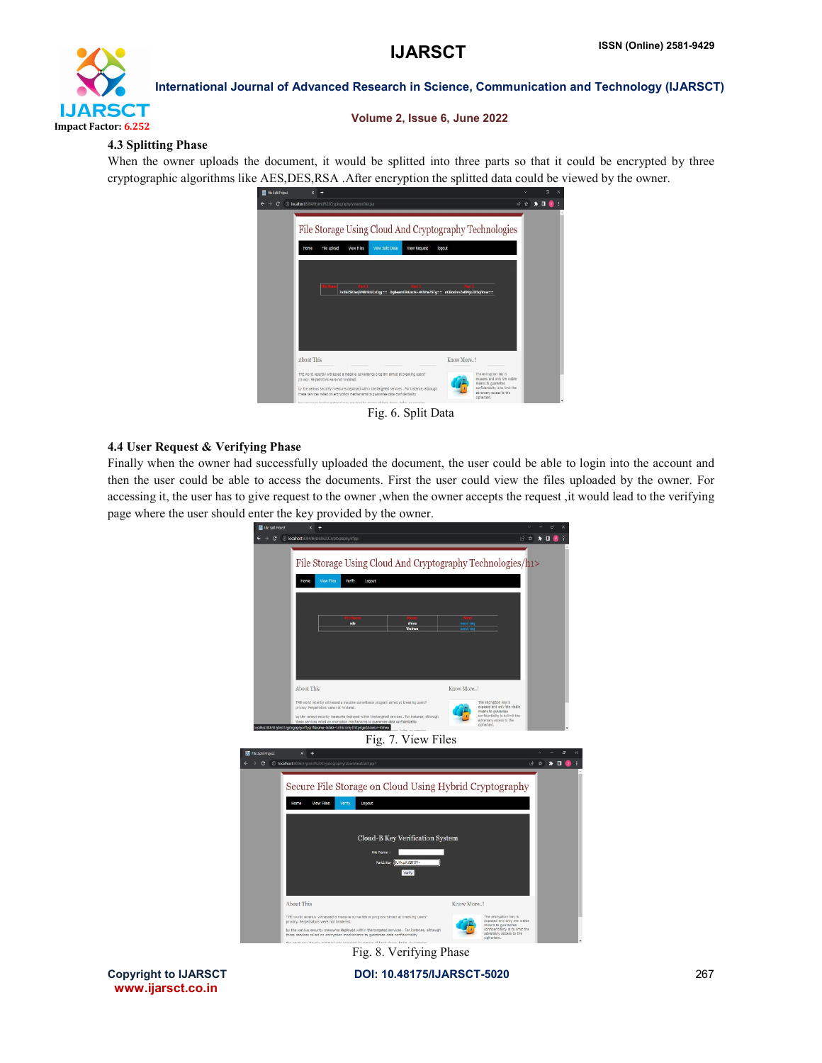### 4.3 Splitting Phase

When the owner uploads the document, it would be splitted into three parts so that it could be encrypted by three cryptographic algorithms like AES,DES,RSA .After encryption the splitted data could be viewed by the owner.

Fig. 6. Split Data

### 4.4 User Request & Verifying Phase

Finally when the owner had successfully uploaded the document, the user could be able to login into the account and then the user could be able to access the documents. First the user could view the files uploaded by the owner. For accessing it, the user has to give request to the owner ,when the owner accepts the request ,it would lead to the verifying page where the user should enter the key provided by the owner.

Fig. 7. View Files

Fig. 8. Verifying Phase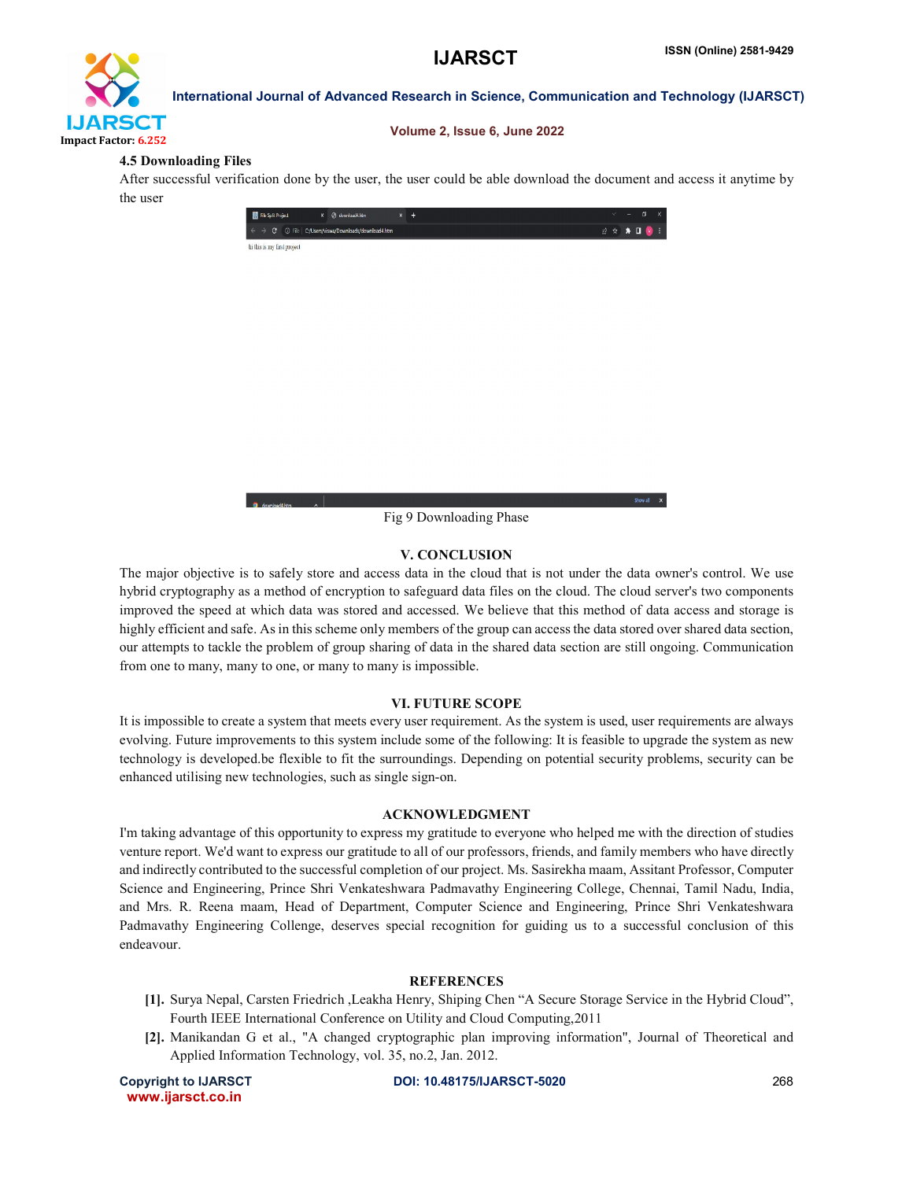### 4.5 Downloading Files

After successful verification done by the user, the user could be able download the document and access it anytime by the user

Fig 9 Downloading Phase

## V. CONCLUSION

The major objective is to safely store and access data in the cloud that is not under the data owner's control. We use hybrid cryptography as a method of encryption to safeguard data files on the cloud. The cloud server's two components improved the speed at which data was stored and accessed. We believe that this method of data access and storage is highly efficient and safe. As in this scheme only members of the group can access the data stored over shared data section, our attempts to tackle the problem of group sharing of data in the shared data section are still ongoing. Communication from one to many, many to one, or many to many is impossible.

## VI. FUTURE SCOPE

It is impossible to create a system that meets every user requirement. As the system is used, user requirements are always evolving. Future improvements to this system include some of the following: It is feasible to upgrade the system as new technology is developed.be flexible to fit the surroundings. Depending on potential security problems, security can be enhanced utilising new technologies, such as single sign-on.

## ACKNOWLEDGMENT

I'm taking advantage of this opportunity to express my gratitude to everyone who helped me with the direction of studies venture report. We'd want to express our gratitude to all of our professors, friends, and family members who have directly and indirectly contributed to the successful completion of our project. Ms. Sasirekha maam, Assitant Professor, Computer Science and Engineering, Prince Shri Venkateshwara Padmavathy Engineering College, Chennai, Tamil Nadu, India, and Mrs. R. Reena maam, Head of Department, Computer Science and Engineering, Prince Shri Venkateshwara Padmavathy Engineering College, deserves special recognition for guiding us to a successful conclusion of this endeavour.

## REFERENCES

[1]. Surya Nepal, Carsten Friedrich ,Leakha Henry, Shiping Chen "A Secure Storage Service in the Hybrid Cloud", Fourth IEEE International Conference on Utility and Cloud Computing,2011

[2]. Manikandan G et al., "A changed cryptographic plan improving information", Journal of Theoretical and Applied Information Technology, vol. 35, no.2, Jan. 2012.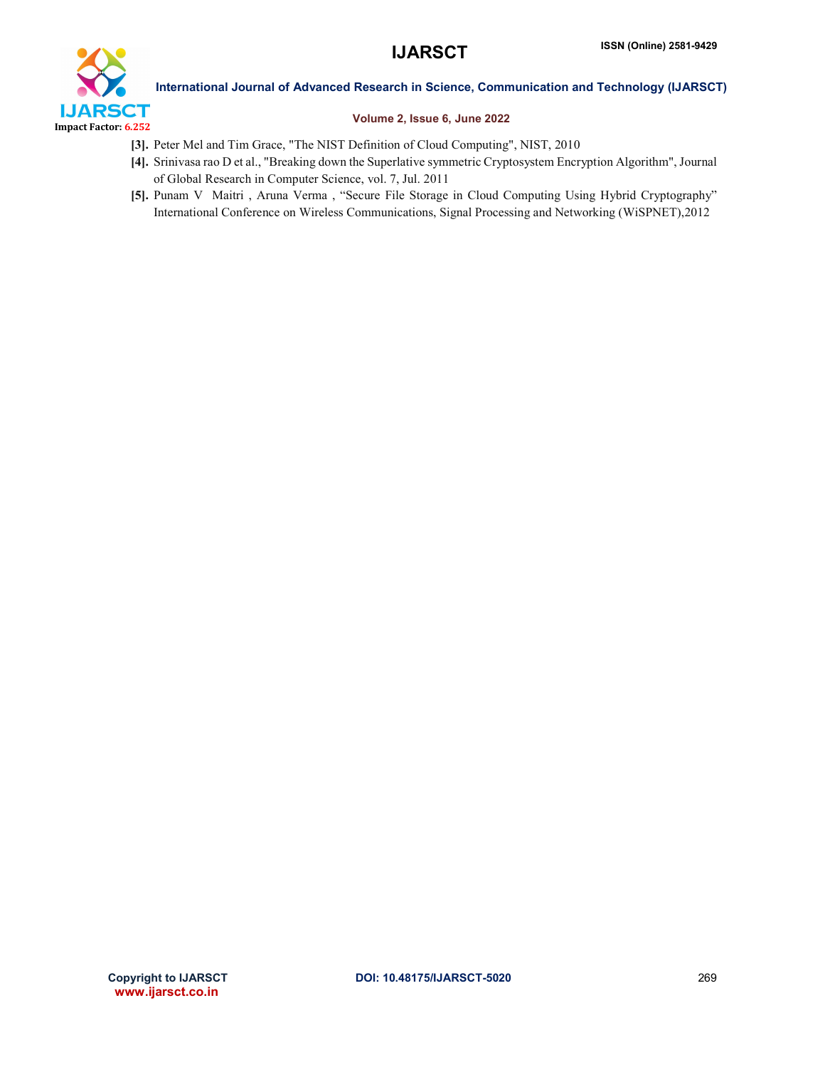[3]. Peter Mel and Tim Grace, "The NIST Definition of Cloud Computing", NIST, 2010

[4]. Srinivasa rao D et al., "Breaking down the Superlative symmetric Cryptosystem Encryption Algorithm", Journal of Global Research in Computer Science, vol. 7, Jul. 2011

[5]. Punam V Maitri , Aruna Verma , “Secure File Storage in Cloud Computing Using Hybrid Cryptography” International Conference on Wireless Communications, Signal Processing and Networking (WiSPNET),2012